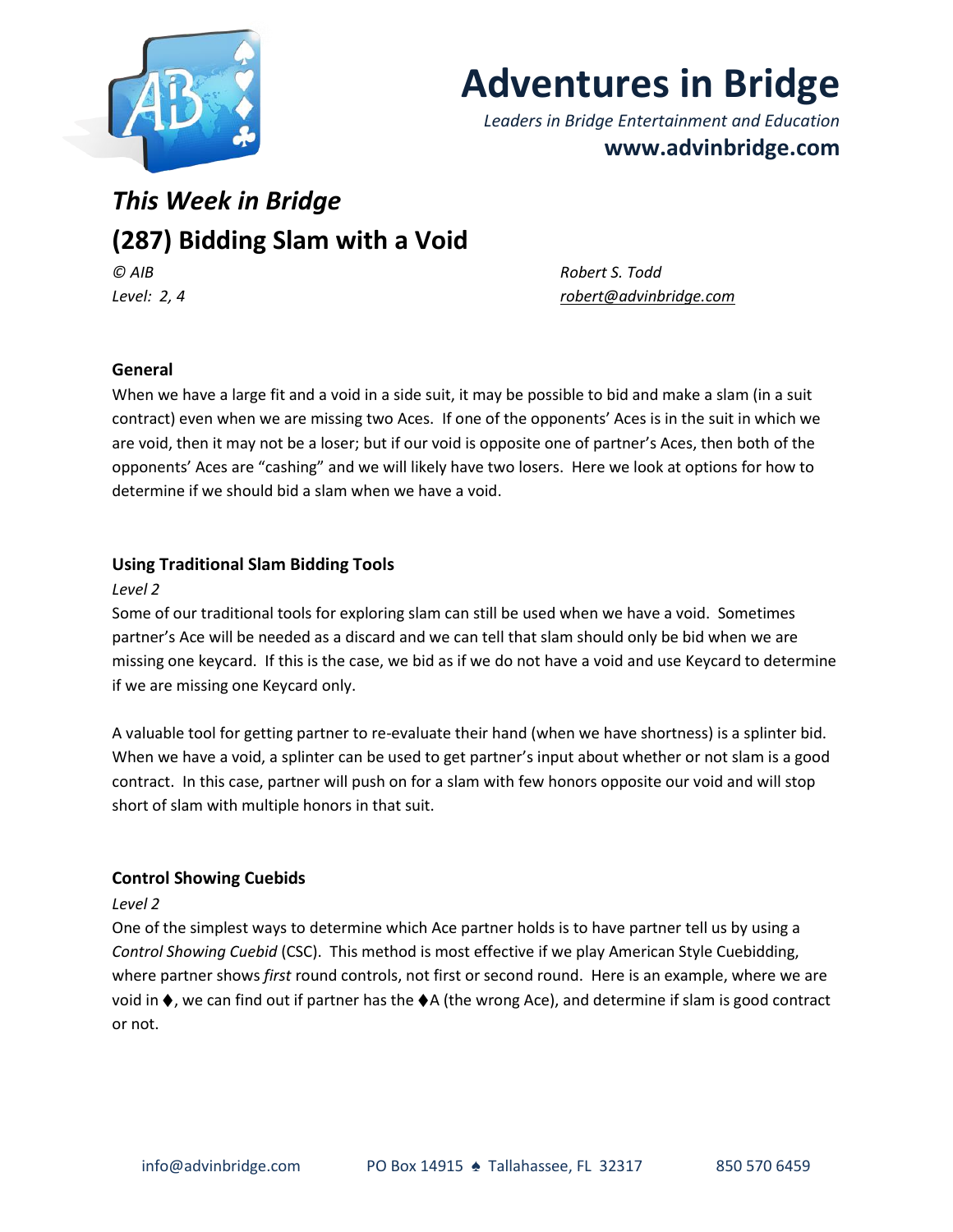# Adventures in Bridge

*Leaders in Bridge Entertainment and Education*

**www.advinbridge.com**

## *This Week in Bridge*

## (287) Bidding Slam with a Void

*© AIB* — *Robert S. Todd*

*Level: 2, 4* — *robert@advinbridge.com*

### General

When we have a large fit and a void in a side suit, it may be possible to bid and make a slam (in a suit contract) even when we are missing two Aces. If one of the opponents' Aces is in the suit in which we are void, then it may not be a loser; but if our void is opposite one of partner's Aces, then both of the opponents' Aces are "cashing" and we will likely have two losers. Here we look at options for how to determine if we should bid a slam when we have a void.

### Using Traditional Slam Bidding Tools

*Level 2*

Some of our traditional tools for exploring slam can still be used when we have a void. Sometimes partner's Ace will be needed as a discard and we can tell that slam should only be bid when we are missing one keycard. If this is the case, we bid as if we do not have a void and use Keycard to determine if we are missing one Keycard only.

A valuable tool for getting partner to re-evaluate their hand (when we have shortness) is a splinter bid. When we have a void, a splinter can be used to get partner's input about whether or not slam is a good contract. In this case, partner will push on for a slam with few honors opposite our void and will stop short of slam with multiple honors in that suit.

### Control Showing Cuebids

*Level 2*

One of the simplest ways to determine which Ace partner holds is to have partner tell us by using a *Control Showing Cuebid* (CSC). This method is most effective if we play American Style Cuebidding, where partner shows *first* round controls, not first or second round. Here is an example, where we are void in ♦, we can find out if partner has the ♦A (the wrong Ace), and determine if slam is good contract or not.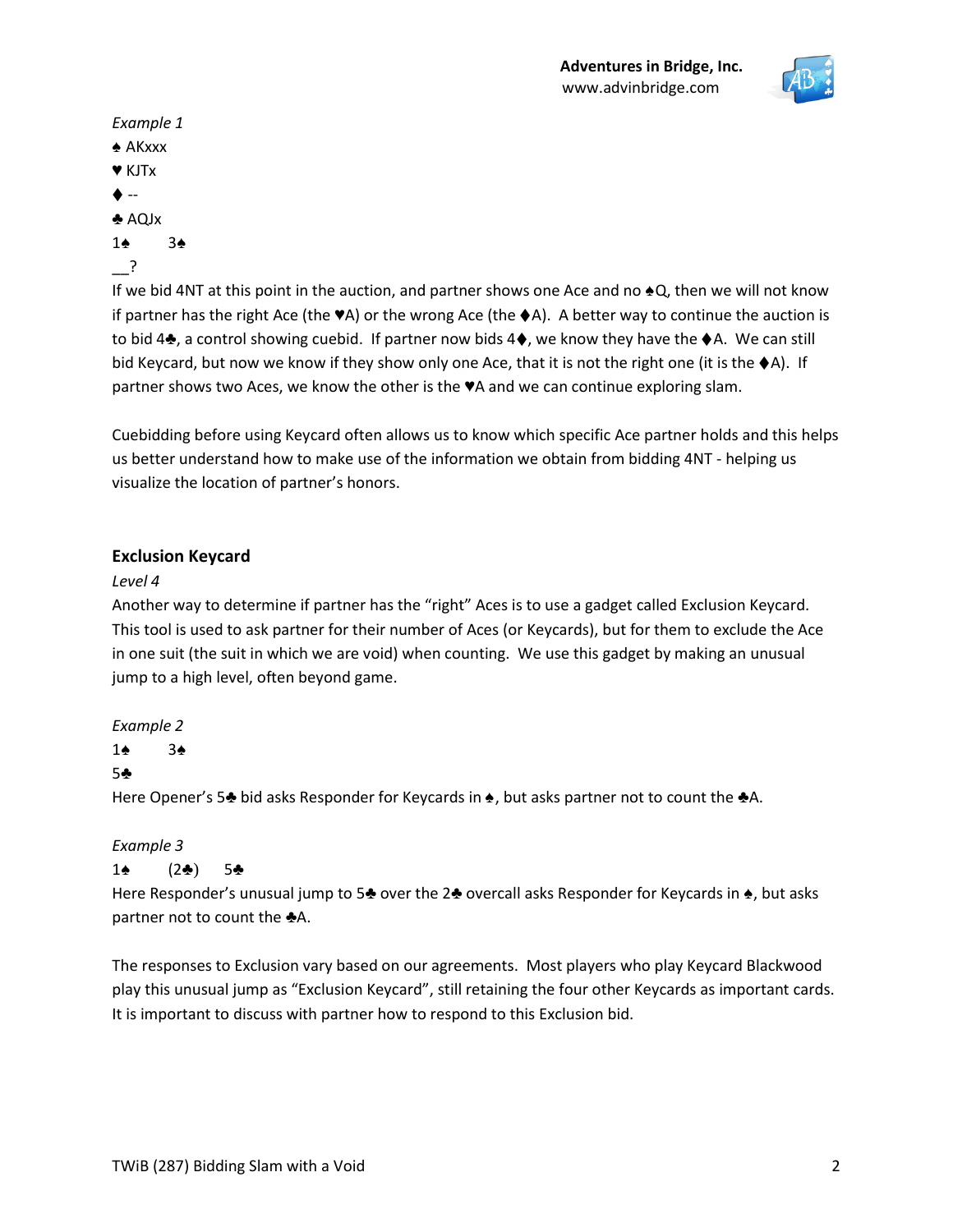*Example 1*

♠ AKxxx
♥ KJTx
♦ --
♣ AQJx

1♠ 3♠
__?

If we bid 4NT at this point in the auction, and partner shows one Ace and no ♠Q, then we will not know if partner has the right Ace (the ♥A) or the wrong Ace (the ♦A). A better way to continue the auction is to bid 4♣, a control showing cuebid. If partner now bids 4♦, we know they have the ♦A. We can still bid Keycard, but now we know if they show only one Ace, that it is not the right one (it is the ♦A). If partner shows two Aces, we know the other is the ♥A and we can continue exploring slam.

Cuebidding before using Keycard often allows us to know which specific Ace partner holds and this helps us better understand how to make use of the information we obtain from bidding 4NT - helping us visualize the location of partner's honors.

### Exclusion Keycard

*Level 4*

Another way to determine if partner has the "right" Aces is to use a gadget called Exclusion Keycard. This tool is used to ask partner for their number of Aces (or Keycards), but for them to exclude the Ace in one suit (the suit in which we are void) when counting. We use this gadget by making an unusual jump to a high level, often beyond game.

*Example 2*

1♠ 3♠
5♣

Here Opener's 5♣ bid asks Responder for Keycards in ♠, but asks partner not to count the ♣A.

*Example 3*

1♠ (2♣) 5♣

Here Responder's unusual jump to 5♣ over the 2♣ overcall asks Responder for Keycards in ♠, but asks partner not to count the ♣A.

The responses to Exclusion vary based on our agreements. Most players who play Keycard Blackwood play this unusual jump as "Exclusion Keycard", still retaining the four other Keycards as important cards. It is important to discuss with partner how to respond to this Exclusion bid.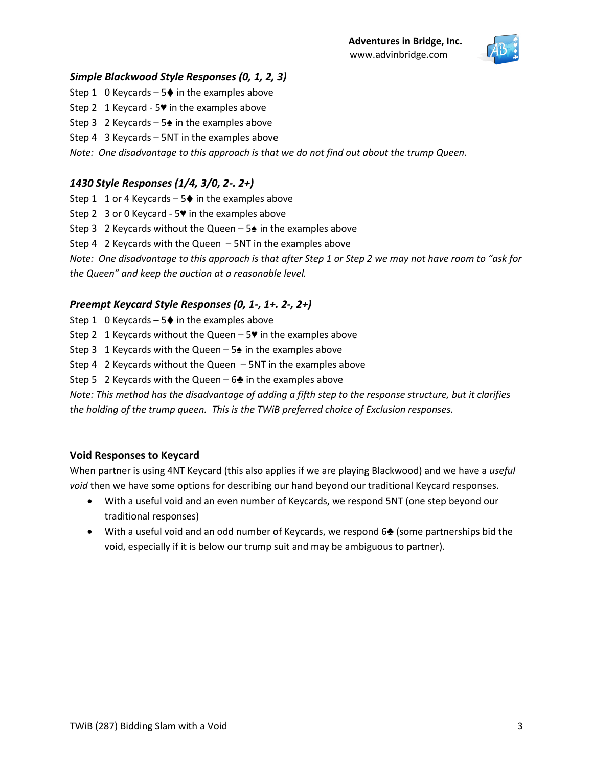### *Simple Blackwood Style Responses (0, 1, 2, 3)*

Step 1 0 Keycards – 5♦ in the examples above
Step 2 1 Keycard - 5♥ in the examples above
Step 3 2 Keycards – 5♠ in the examples above
Step 4 3 Keycards – 5NT in the examples above

*Note: One disadvantage to this approach is that we do not find out about the trump Queen.*

### *1430 Style Responses (1/4, 3/0, 2-. 2+)*

Step 1 1 or 4 Keycards – 5♦ in the examples above
Step 2 3 or 0 Keycard - 5♥ in the examples above
Step 3 2 Keycards without the Queen – 5♠ in the examples above
Step 4 2 Keycards with the Queen – 5NT in the examples above

*Note: One disadvantage to this approach is that after Step 1 or Step 2 we may not have room to "ask for the Queen" and keep the auction at a reasonable level.*

### *Preempt Keycard Style Responses (0, 1-, 1+. 2-, 2+)*

Step 1 0 Keycards – 5♦ in the examples above
Step 2 1 Keycards without the Queen – 5♥ in the examples above
Step 3 1 Keycards with the Queen – 5♠ in the examples above
Step 4 2 Keycards without the Queen – 5NT in the examples above
Step 5 2 Keycards with the Queen – 6♣ in the examples above

*Note: This method has the disadvantage of adding a fifth step to the response structure, but it clarifies the holding of the trump queen. This is the TWiB preferred choice of Exclusion responses.*

### Void Responses to Keycard

When partner is using 4NT Keycard (this also applies if we are playing Blackwood) and we have a *useful void* then we have some options for describing our hand beyond our traditional Keycard responses.

- With a useful void and an even number of Keycards, we respond 5NT (one step beyond our traditional responses)
- With a useful void and an odd number of Keycards, we respond 6♣ (some partnerships bid the void, especially if it is below our trump suit and may be ambiguous to partner).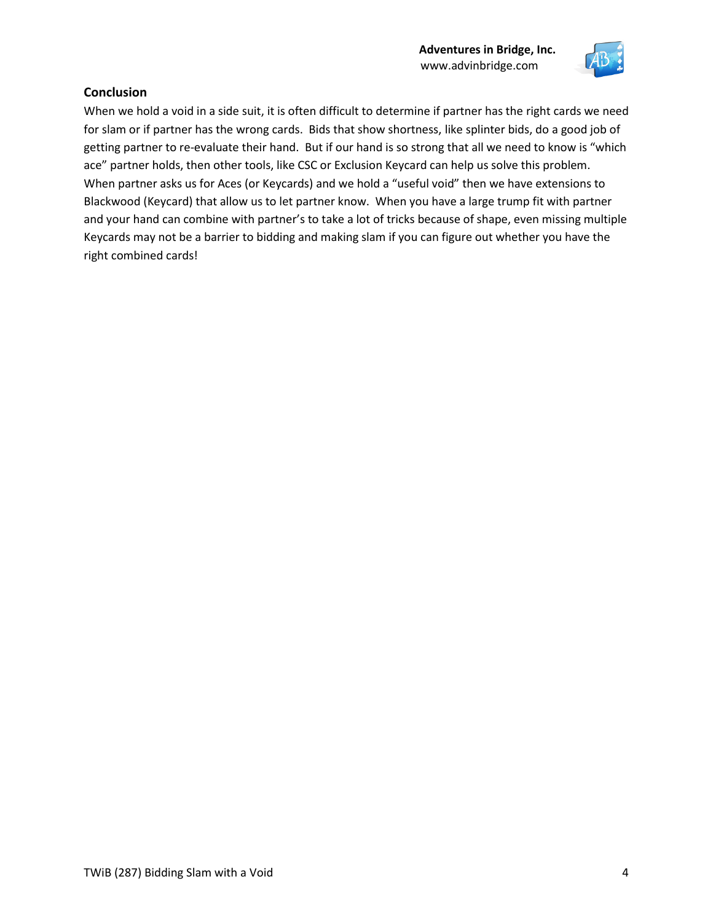## Conclusion

When we hold a void in a side suit, it is often difficult to determine if partner has the right cards we need for slam or if partner has the wrong cards. Bids that show shortness, like splinter bids, do a good job of getting partner to re-evaluate their hand. But if our hand is so strong that all we need to know is "which ace" partner holds, then other tools, like CSC or Exclusion Keycard can help us solve this problem. When partner asks us for Aces (or Keycards) and we hold a "useful void" then we have extensions to Blackwood (Keycard) that allow us to let partner know. When you have a large trump fit with partner and your hand can combine with partner's to take a lot of tricks because of shape, even missing multiple Keycards may not be a barrier to bidding and making slam if you can figure out whether you have the right combined cards!